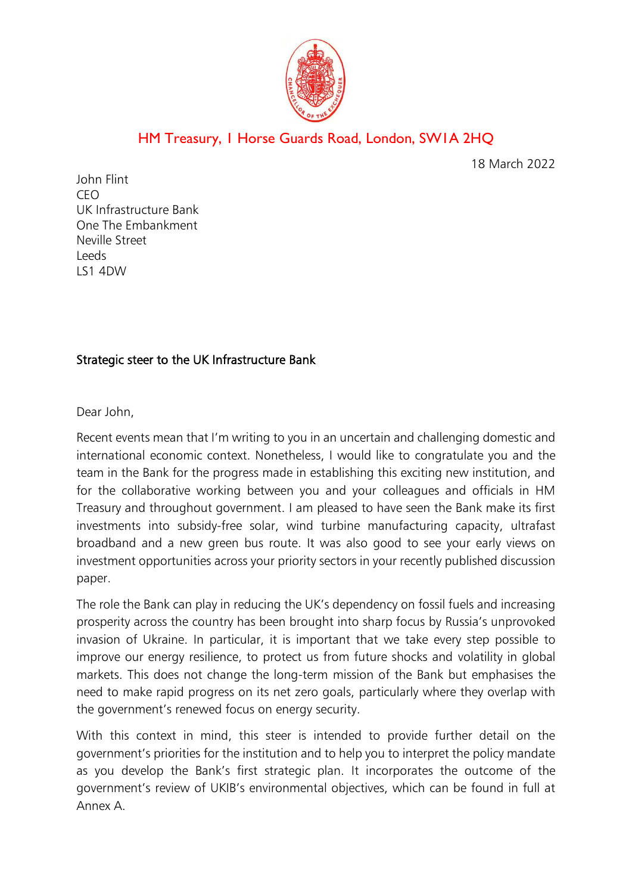HM Treasury, 1 Horse Guards Road, London, SW1A 2HQ

18 March 2022

John Flint
CEO
UK Infrastructure Bank
One The Embankment
Neville Street
Leeds
LS1 4DW

**Strategic steer to the UK Infrastructure Bank**

Dear John,

Recent events mean that I'm writing to you in an uncertain and challenging domestic and international economic context. Nonetheless, I would like to congratulate you and the team in the Bank for the progress made in establishing this exciting new institution, and for the collaborative working between you and your colleagues and officials in HM Treasury and throughout government. I am pleased to have seen the Bank make its first investments into subsidy-free solar, wind turbine manufacturing capacity, ultrafast broadband and a new green bus route. It was also good to see your early views on investment opportunities across your priority sectors in your recently published discussion paper.

The role the Bank can play in reducing the UK's dependency on fossil fuels and increasing prosperity across the country has been brought into sharp focus by Russia's unprovoked invasion of Ukraine. In particular, it is important that we take every step possible to improve our energy resilience, to protect us from future shocks and volatility in global markets. This does not change the long-term mission of the Bank but emphasises the need to make rapid progress on its net zero goals, particularly where they overlap with the government's renewed focus on energy security.

With this context in mind, this steer is intended to provide further detail on the government's priorities for the institution and to help you to interpret the policy mandate as you develop the Bank's first strategic plan. It incorporates the outcome of the government's review of UKIB's environmental objectives, which can be found in full at Annex A.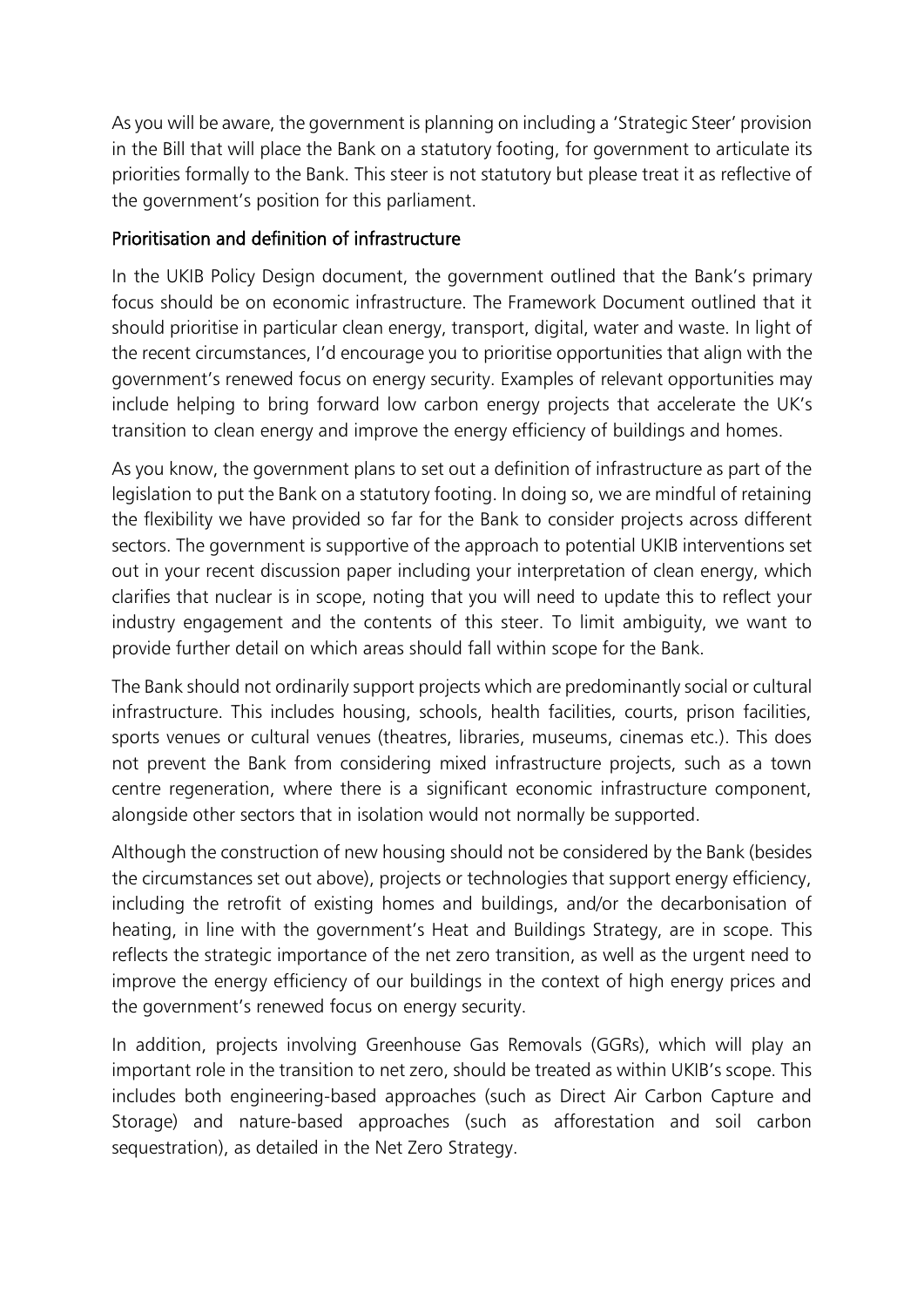As you will be aware, the government is planning on including a 'Strategic Steer' provision in the Bill that will place the Bank on a statutory footing, for government to articulate its priorities formally to the Bank. This steer is not statutory but please treat it as reflective of the government's position for this parliament.

## Prioritisation and definition of infrastructure

In the UKIB Policy Design document, the government outlined that the Bank's primary focus should be on economic infrastructure. The Framework Document outlined that it should prioritise in particular clean energy, transport, digital, water and waste. In light of the recent circumstances, I'd encourage you to prioritise opportunities that align with the government's renewed focus on energy security. Examples of relevant opportunities may include helping to bring forward low carbon energy projects that accelerate the UK's transition to clean energy and improve the energy efficiency of buildings and homes.

As you know, the government plans to set out a definition of infrastructure as part of the legislation to put the Bank on a statutory footing. In doing so, we are mindful of retaining the flexibility we have provided so far for the Bank to consider projects across different sectors. The government is supportive of the approach to potential UKIB interventions set out in your recent discussion paper including your interpretation of clean energy, which clarifies that nuclear is in scope, noting that you will need to update this to reflect your industry engagement and the contents of this steer. To limit ambiguity, we want to provide further detail on which areas should fall within scope for the Bank.

The Bank should not ordinarily support projects which are predominantly social or cultural infrastructure. This includes housing, schools, health facilities, courts, prison facilities, sports venues or cultural venues (theatres, libraries, museums, cinemas etc.). This does not prevent the Bank from considering mixed infrastructure projects, such as a town centre regeneration, where there is a significant economic infrastructure component, alongside other sectors that in isolation would not normally be supported.

Although the construction of new housing should not be considered by the Bank (besides the circumstances set out above), projects or technologies that support energy efficiency, including the retrofit of existing homes and buildings, and/or the decarbonisation of heating, in line with the government's Heat and Buildings Strategy, are in scope. This reflects the strategic importance of the net zero transition, as well as the urgent need to improve the energy efficiency of our buildings in the context of high energy prices and the government's renewed focus on energy security.

In addition, projects involving Greenhouse Gas Removals (GGRs), which will play an important role in the transition to net zero, should be treated as within UKIB's scope. This includes both engineering-based approaches (such as Direct Air Carbon Capture and Storage) and nature-based approaches (such as afforestation and soil carbon sequestration), as detailed in the Net Zero Strategy.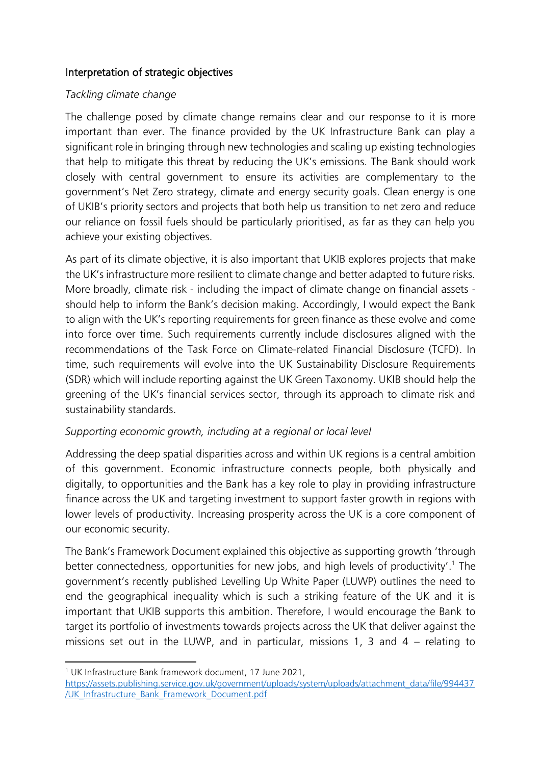## Interpretation of strategic objectives

*Tackling climate change*

The challenge posed by climate change remains clear and our response to it is more important than ever. The finance provided by the UK Infrastructure Bank can play a significant role in bringing through new technologies and scaling up existing technologies that help to mitigate this threat by reducing the UK's emissions. The Bank should work closely with central government to ensure its activities are complementary to the government's Net Zero strategy, climate and energy security goals. Clean energy is one of UKIB's priority sectors and projects that both help us transition to net zero and reduce our reliance on fossil fuels should be particularly prioritised, as far as they can help you achieve your existing objectives.

As part of its climate objective, it is also important that UKIB explores projects that make the UK's infrastructure more resilient to climate change and better adapted to future risks. More broadly, climate risk - including the impact of climate change on financial assets - should help to inform the Bank's decision making. Accordingly, I would expect the Bank to align with the UK's reporting requirements for green finance as these evolve and come into force over time. Such requirements currently include disclosures aligned with the recommendations of the Task Force on Climate-related Financial Disclosure (TCFD). In time, such requirements will evolve into the UK Sustainability Disclosure Requirements (SDR) which will include reporting against the UK Green Taxonomy. UKIB should help the greening of the UK's financial services sector, through its approach to climate risk and sustainability standards.

*Supporting economic growth, including at a regional or local level*

Addressing the deep spatial disparities across and within UK regions is a central ambition of this government. Economic infrastructure connects people, both physically and digitally, to opportunities and the Bank has a key role to play in providing infrastructure finance across the UK and targeting investment to support faster growth in regions with lower levels of productivity. Increasing prosperity across the UK is a core component of our economic security.

The Bank's Framework Document explained this objective as supporting growth 'through better connectedness, opportunities for new jobs, and high levels of productivity'.[1] The government's recently published Levelling Up White Paper (LUWP) outlines the need to end the geographical inequality which is such a striking feature of the UK and it is important that UKIB supports this ambition. Therefore, I would encourage the Bank to target its portfolio of investments towards projects across the UK that deliver against the missions set out in the LUWP, and in particular, missions 1, 3 and 4 – relating to

[1] UK Infrastructure Bank framework document, 17 June 2021, https://assets.publishing.service.gov.uk/government/uploads/system/uploads/attachment_data/file/994437/UK_Infrastructure_Bank_Framework_Document.pdf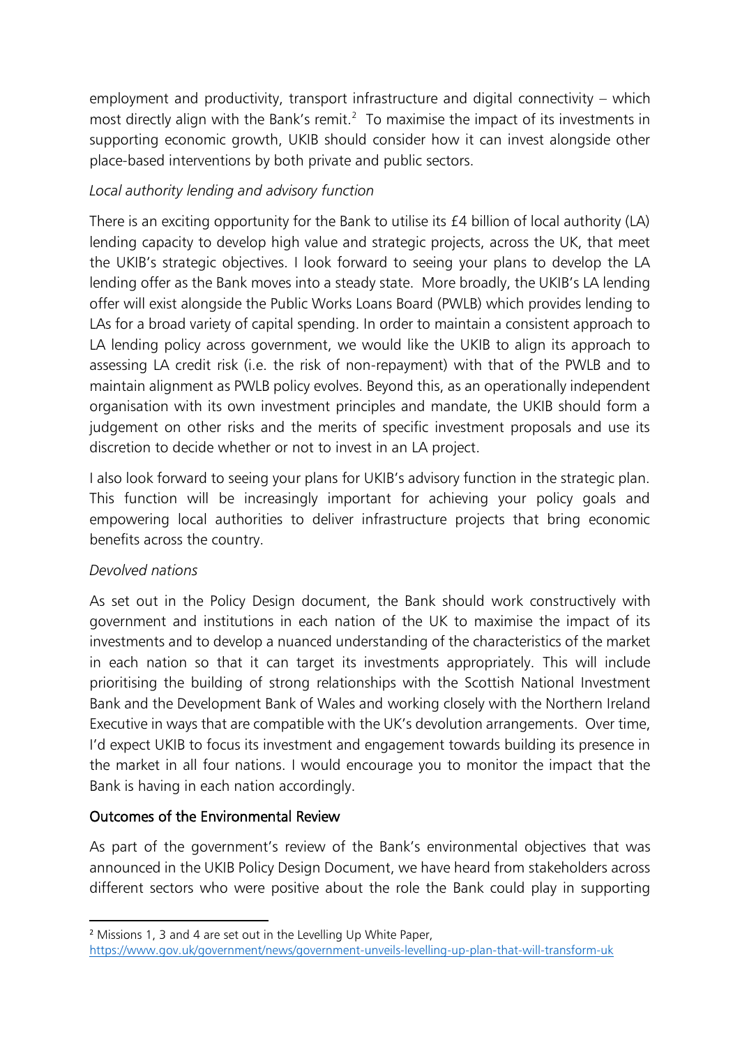employment and productivity, transport infrastructure and digital connectivity – which most directly align with the Bank's remit.[2] To maximise the impact of its investments in supporting economic growth, UKIB should consider how it can invest alongside other place-based interventions by both private and public sectors.

*Local authority lending and advisory function*

There is an exciting opportunity for the Bank to utilise its £4 billion of local authority (LA) lending capacity to develop high value and strategic projects, across the UK, that meet the UKIB's strategic objectives. I look forward to seeing your plans to develop the LA lending offer as the Bank moves into a steady state. More broadly, the UKIB's LA lending offer will exist alongside the Public Works Loans Board (PWLB) which provides lending to LAs for a broad variety of capital spending. In order to maintain a consistent approach to LA lending policy across government, we would like the UKIB to align its approach to assessing LA credit risk (i.e. the risk of non-repayment) with that of the PWLB and to maintain alignment as PWLB policy evolves. Beyond this, as an operationally independent organisation with its own investment principles and mandate, the UKIB should form a judgement on other risks and the merits of specific investment proposals and use its discretion to decide whether or not to invest in an LA project.

I also look forward to seeing your plans for UKIB's advisory function in the strategic plan. This function will be increasingly important for achieving your policy goals and empowering local authorities to deliver infrastructure projects that bring economic benefits across the country.

*Devolved nations*

As set out in the Policy Design document, the Bank should work constructively with government and institutions in each nation of the UK to maximise the impact of its investments and to develop a nuanced understanding of the characteristics of the market in each nation so that it can target its investments appropriately. This will include prioritising the building of strong relationships with the Scottish National Investment Bank and the Development Bank of Wales and working closely with the Northern Ireland Executive in ways that are compatible with the UK's devolution arrangements. Over time, I'd expect UKIB to focus its investment and engagement towards building its presence in the market in all four nations. I would encourage you to monitor the impact that the Bank is having in each nation accordingly.

## Outcomes of the Environmental Review

As part of the government's review of the Bank's environmental objectives that was announced in the UKIB Policy Design Document, we have heard from stakeholders across different sectors who were positive about the role the Bank could play in supporting

---

[2] Missions 1, 3 and 4 are set out in the Levelling Up White Paper, https://www.gov.uk/government/news/government-unveils-levelling-up-plan-that-will-transform-uk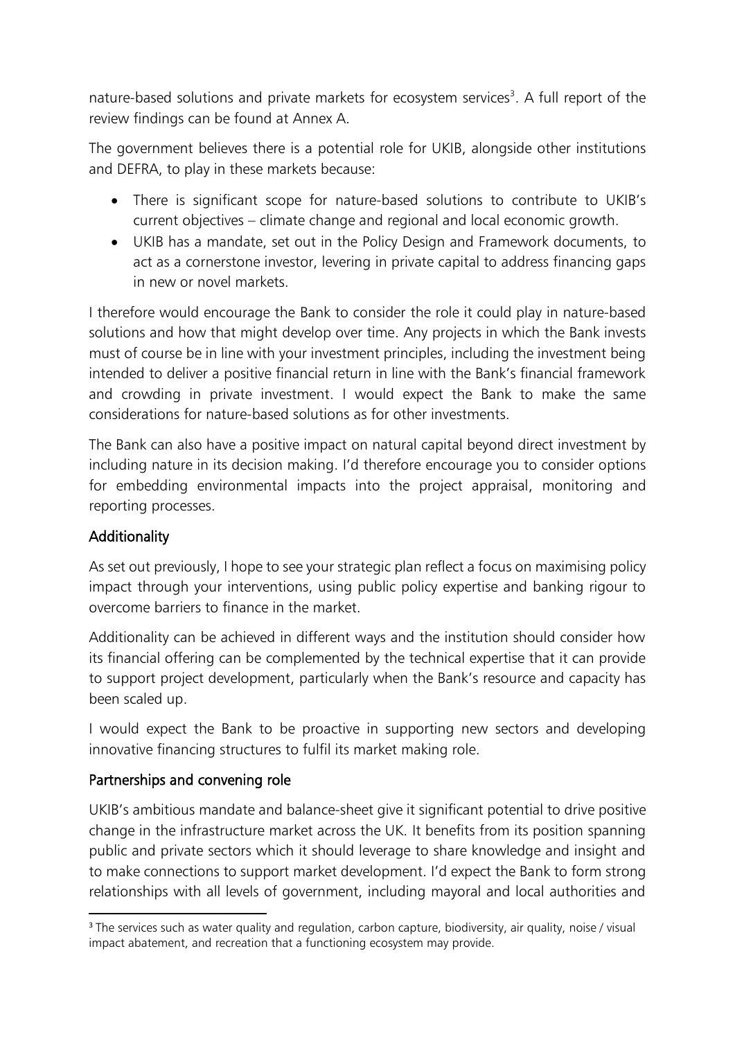nature-based solutions and private markets for ecosystem services[3]. A full report of the review findings can be found at Annex A.

The government believes there is a potential role for UKIB, alongside other institutions and DEFRA, to play in these markets because:

- There is significant scope for nature-based solutions to contribute to UKIB's current objectives – climate change and regional and local economic growth.
- UKIB has a mandate, set out in the Policy Design and Framework documents, to act as a cornerstone investor, levering in private capital to address financing gaps in new or novel markets.

I therefore would encourage the Bank to consider the role it could play in nature-based solutions and how that might develop over time. Any projects in which the Bank invests must of course be in line with your investment principles, including the investment being intended to deliver a positive financial return in line with the Bank's financial framework and crowding in private investment. I would expect the Bank to make the same considerations for nature-based solutions as for other investments.

The Bank can also have a positive impact on natural capital beyond direct investment by including nature in its decision making. I'd therefore encourage you to consider options for embedding environmental impacts into the project appraisal, monitoring and reporting processes.

## Additionality

As set out previously, I hope to see your strategic plan reflect a focus on maximising policy impact through your interventions, using public policy expertise and banking rigour to overcome barriers to finance in the market.

Additionality can be achieved in different ways and the institution should consider how its financial offering can be complemented by the technical expertise that it can provide to support project development, particularly when the Bank's resource and capacity has been scaled up.

I would expect the Bank to be proactive in supporting new sectors and developing innovative financing structures to fulfil its market making role.

## Partnerships and convening role

UKIB's ambitious mandate and balance-sheet give it significant potential to drive positive change in the infrastructure market across the UK. It benefits from its position spanning public and private sectors which it should leverage to share knowledge and insight and to make connections to support market development. I'd expect the Bank to form strong relationships with all levels of government, including mayoral and local authorities and

[3] The services such as water quality and regulation, carbon capture, biodiversity, air quality, noise / visual impact abatement, and recreation that a functioning ecosystem may provide.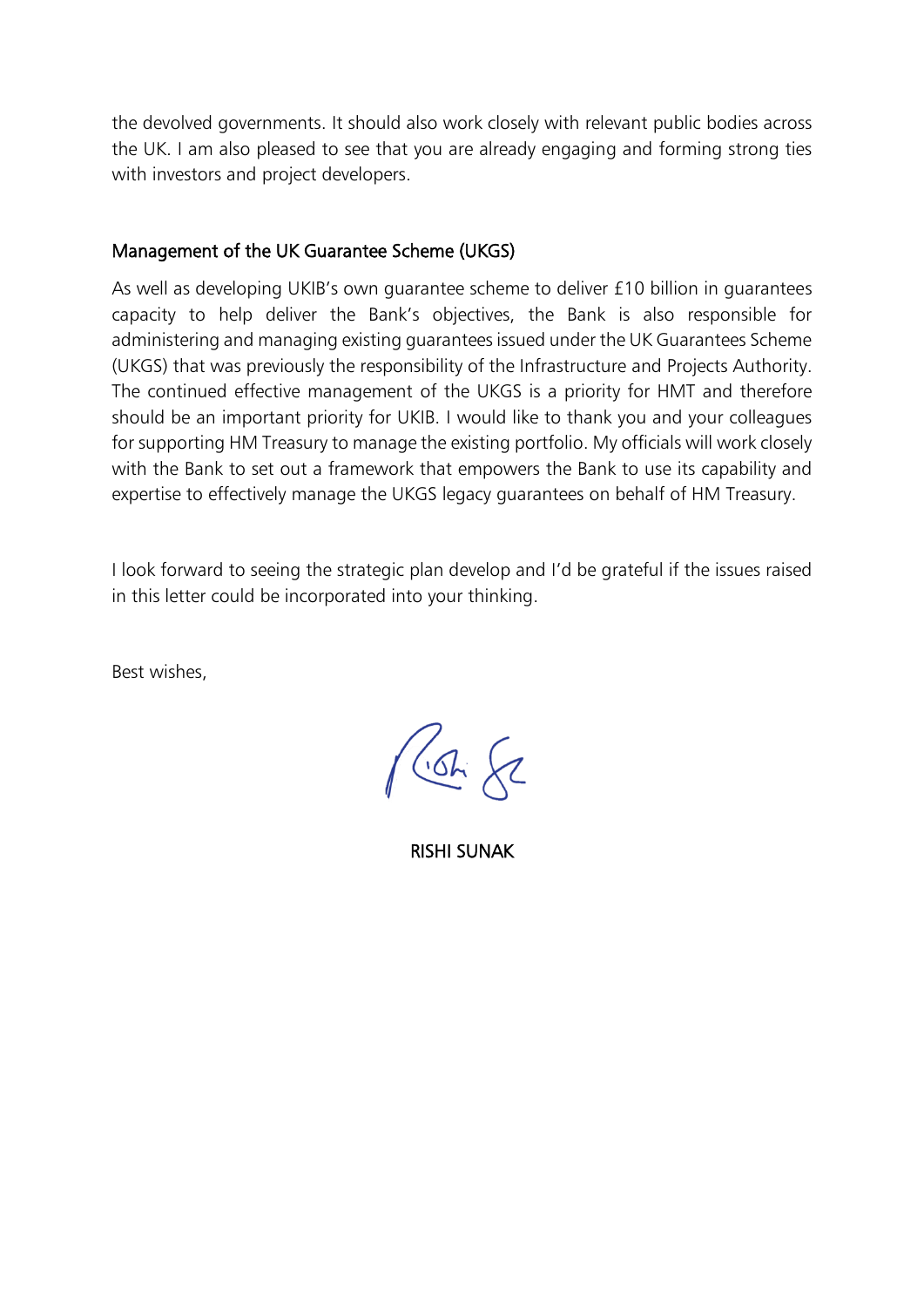the devolved governments. It should also work closely with relevant public bodies across the UK. I am also pleased to see that you are already engaging and forming strong ties with investors and project developers.

## Management of the UK Guarantee Scheme (UKGS)

As well as developing UKIB's own guarantee scheme to deliver £10 billion in guarantees capacity to help deliver the Bank's objectives, the Bank is also responsible for administering and managing existing guarantees issued under the UK Guarantees Scheme (UKGS) that was previously the responsibility of the Infrastructure and Projects Authority. The continued effective management of the UKGS is a priority for HMT and therefore should be an important priority for UKIB. I would like to thank you and your colleagues for supporting HM Treasury to manage the existing portfolio. My officials will work closely with the Bank to set out a framework that empowers the Bank to use its capability and expertise to effectively manage the UKGS legacy guarantees on behalf of HM Treasury.

I look forward to seeing the strategic plan develop and I'd be grateful if the issues raised in this letter could be incorporated into your thinking.

Best wishes,

RISHI SUNAK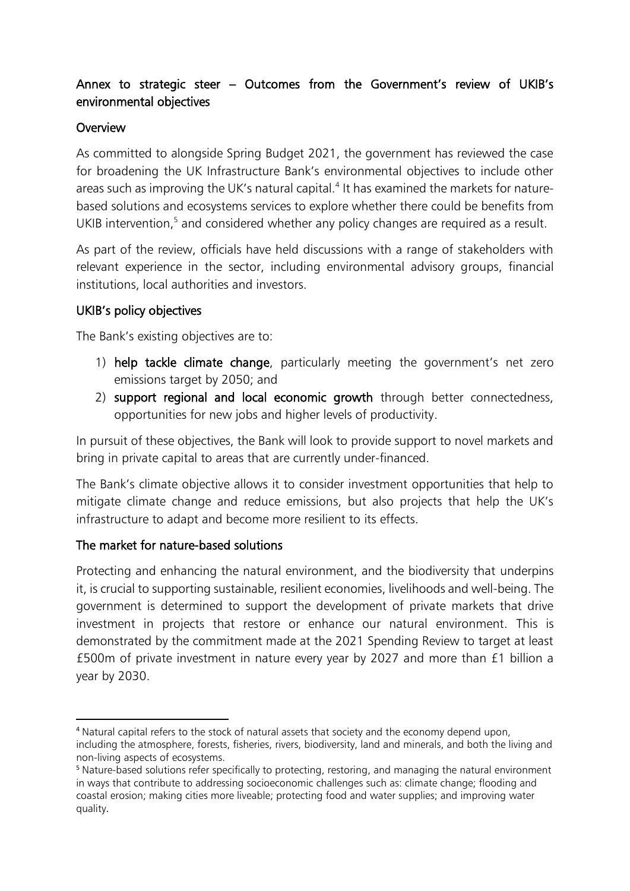## Annex to strategic steer – Outcomes from the Government's review of UKIB's environmental objectives

### Overview

As committed to alongside Spring Budget 2021, the government has reviewed the case for broadening the UK Infrastructure Bank's environmental objectives to include other areas such as improving the UK's natural capital.[4] It has examined the markets for nature-based solutions and ecosystems services to explore whether there could be benefits from UKIB intervention,[5] and considered whether any policy changes are required as a result.

As part of the review, officials have held discussions with a range of stakeholders with relevant experience in the sector, including environmental advisory groups, financial institutions, local authorities and investors.

### UKIB's policy objectives

The Bank's existing objectives are to:

1) **help tackle climate change**, particularly meeting the government's net zero emissions target by 2050; and
2) **support regional and local economic growth** through better connectedness, opportunities for new jobs and higher levels of productivity.

In pursuit of these objectives, the Bank will look to provide support to novel markets and bring in private capital to areas that are currently under-financed.

The Bank's climate objective allows it to consider investment opportunities that help to mitigate climate change and reduce emissions, but also projects that help the UK's infrastructure to adapt and become more resilient to its effects.

### The market for nature-based solutions

Protecting and enhancing the natural environment, and the biodiversity that underpins it, is crucial to supporting sustainable, resilient economies, livelihoods and well-being. The government is determined to support the development of private markets that drive investment in projects that restore or enhance our natural environment. This is demonstrated by the commitment made at the 2021 Spending Review to target at least £500m of private investment in nature every year by 2027 and more than £1 billion a year by 2030.

---

[4] Natural capital refers to the stock of natural assets that society and the economy depend upon, including the atmosphere, forests, fisheries, rivers, biodiversity, land and minerals, and both the living and non-living aspects of ecosystems.

[5] Nature-based solutions refer specifically to protecting, restoring, and managing the natural environment in ways that contribute to addressing socioeconomic challenges such as: climate change; flooding and coastal erosion; making cities more liveable; protecting food and water supplies; and improving water quality.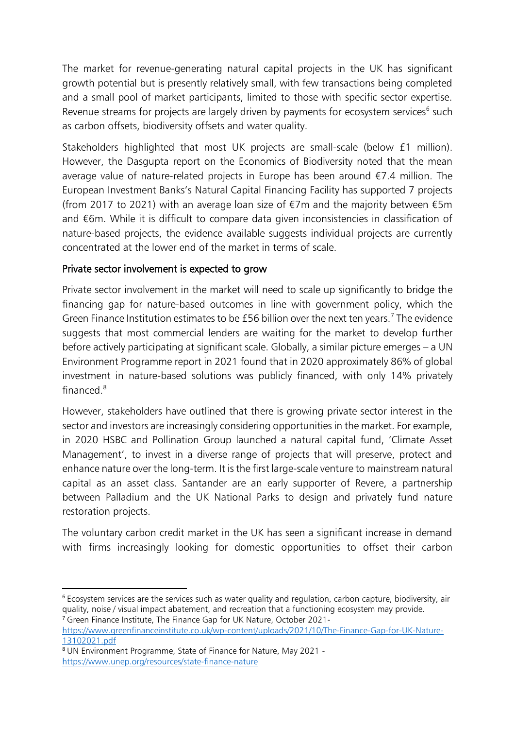The market for revenue-generating natural capital projects in the UK has significant growth potential but is presently relatively small, with few transactions being completed and a small pool of market participants, limited to those with specific sector expertise. Revenue streams for projects are largely driven by payments for ecosystem services[6] such as carbon offsets, biodiversity offsets and water quality.

Stakeholders highlighted that most UK projects are small-scale (below £1 million). However, the Dasgupta report on the Economics of Biodiversity noted that the mean average value of nature-related projects in Europe has been around €7.4 million. The European Investment Banks's Natural Capital Financing Facility has supported 7 projects (from 2017 to 2021) with an average loan size of €7m and the majority between €5m and €6m. While it is difficult to compare data given inconsistencies in classification of nature-based projects, the evidence available suggests individual projects are currently concentrated at the lower end of the market in terms of scale.

### Private sector involvement is expected to grow

Private sector involvement in the market will need to scale up significantly to bridge the financing gap for nature-based outcomes in line with government policy, which the Green Finance Institution estimates to be £56 billion over the next ten years.[7] The evidence suggests that most commercial lenders are waiting for the market to develop further before actively participating at significant scale. Globally, a similar picture emerges – a UN Environment Programme report in 2021 found that in 2020 approximately 86% of global investment in nature-based solutions was publicly financed, with only 14% privately financed.[8]

However, stakeholders have outlined that there is growing private sector interest in the sector and investors are increasingly considering opportunities in the market. For example, in 2020 HSBC and Pollination Group launched a natural capital fund, 'Climate Asset Management', to invest in a diverse range of projects that will preserve, protect and enhance nature over the long-term. It is the first large-scale venture to mainstream natural capital as an asset class. Santander are an early supporter of Revere, a partnership between Palladium and the UK National Parks to design and privately fund nature restoration projects.

The voluntary carbon credit market in the UK has seen a significant increase in demand with firms increasingly looking for domestic opportunities to offset their carbon

---

[6] Ecosystem services are the services such as water quality and regulation, carbon capture, biodiversity, air quality, noise / visual impact abatement, and recreation that a functioning ecosystem may provide.

[7] Green Finance Institute, The Finance Gap for UK Nature, October 2021- https://www.greenfinanceinstitute.co.uk/wp-content/uploads/2021/10/The-Finance-Gap-for-UK-Nature-13102021.pdf

[8] UN Environment Programme, State of Finance for Nature, May 2021 - https://www.unep.org/resources/state-finance-nature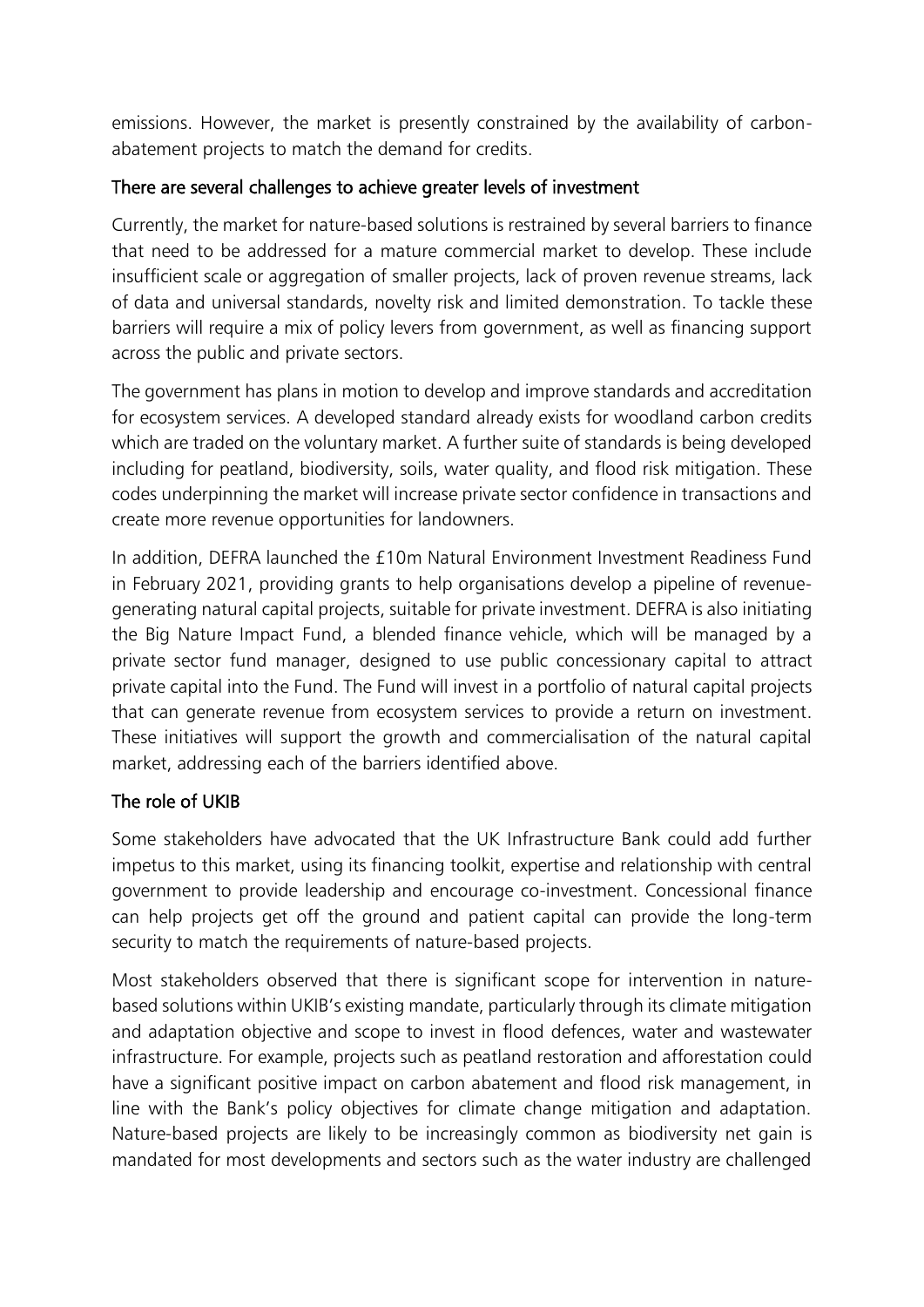emissions. However, the market is presently constrained by the availability of carbon-abatement projects to match the demand for credits.

## There are several challenges to achieve greater levels of investment

Currently, the market for nature-based solutions is restrained by several barriers to finance that need to be addressed for a mature commercial market to develop. These include insufficient scale or aggregation of smaller projects, lack of proven revenue streams, lack of data and universal standards, novelty risk and limited demonstration. To tackle these barriers will require a mix of policy levers from government, as well as financing support across the public and private sectors.

The government has plans in motion to develop and improve standards and accreditation for ecosystem services. A developed standard already exists for woodland carbon credits which are traded on the voluntary market. A further suite of standards is being developed including for peatland, biodiversity, soils, water quality, and flood risk mitigation. These codes underpinning the market will increase private sector confidence in transactions and create more revenue opportunities for landowners.

In addition, DEFRA launched the £10m Natural Environment Investment Readiness Fund in February 2021, providing grants to help organisations develop a pipeline of revenue-generating natural capital projects, suitable for private investment. DEFRA is also initiating the Big Nature Impact Fund, a blended finance vehicle, which will be managed by a private sector fund manager, designed to use public concessionary capital to attract private capital into the Fund. The Fund will invest in a portfolio of natural capital projects that can generate revenue from ecosystem services to provide a return on investment. These initiatives will support the growth and commercialisation of the natural capital market, addressing each of the barriers identified above.

## The role of UKIB

Some stakeholders have advocated that the UK Infrastructure Bank could add further impetus to this market, using its financing toolkit, expertise and relationship with central government to provide leadership and encourage co-investment. Concessional finance can help projects get off the ground and patient capital can provide the long-term security to match the requirements of nature-based projects.

Most stakeholders observed that there is significant scope for intervention in nature-based solutions within UKIB's existing mandate, particularly through its climate mitigation and adaptation objective and scope to invest in flood defences, water and wastewater infrastructure. For example, projects such as peatland restoration and afforestation could have a significant positive impact on carbon abatement and flood risk management, in line with the Bank's policy objectives for climate change mitigation and adaptation. Nature-based projects are likely to be increasingly common as biodiversity net gain is mandated for most developments and sectors such as the water industry are challenged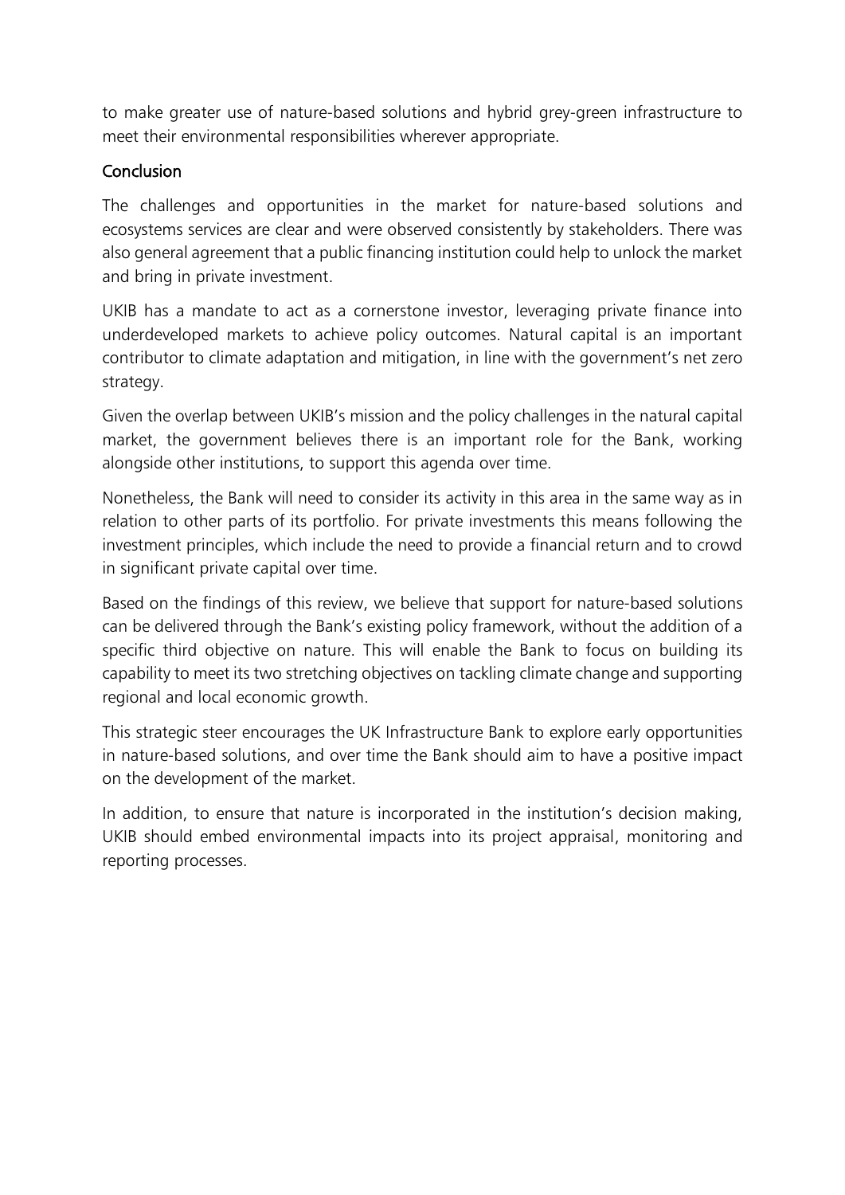to make greater use of nature-based solutions and hybrid grey-green infrastructure to meet their environmental responsibilities wherever appropriate.

## Conclusion

The challenges and opportunities in the market for nature-based solutions and ecosystems services are clear and were observed consistently by stakeholders. There was also general agreement that a public financing institution could help to unlock the market and bring in private investment.

UKIB has a mandate to act as a cornerstone investor, leveraging private finance into underdeveloped markets to achieve policy outcomes. Natural capital is an important contributor to climate adaptation and mitigation, in line with the government's net zero strategy.

Given the overlap between UKIB's mission and the policy challenges in the natural capital market, the government believes there is an important role for the Bank, working alongside other institutions, to support this agenda over time.

Nonetheless, the Bank will need to consider its activity in this area in the same way as in relation to other parts of its portfolio. For private investments this means following the investment principles, which include the need to provide a financial return and to crowd in significant private capital over time.

Based on the findings of this review, we believe that support for nature-based solutions can be delivered through the Bank's existing policy framework, without the addition of a specific third objective on nature. This will enable the Bank to focus on building its capability to meet its two stretching objectives on tackling climate change and supporting regional and local economic growth.

This strategic steer encourages the UK Infrastructure Bank to explore early opportunities in nature-based solutions, and over time the Bank should aim to have a positive impact on the development of the market.

In addition, to ensure that nature is incorporated in the institution's decision making, UKIB should embed environmental impacts into its project appraisal, monitoring and reporting processes.